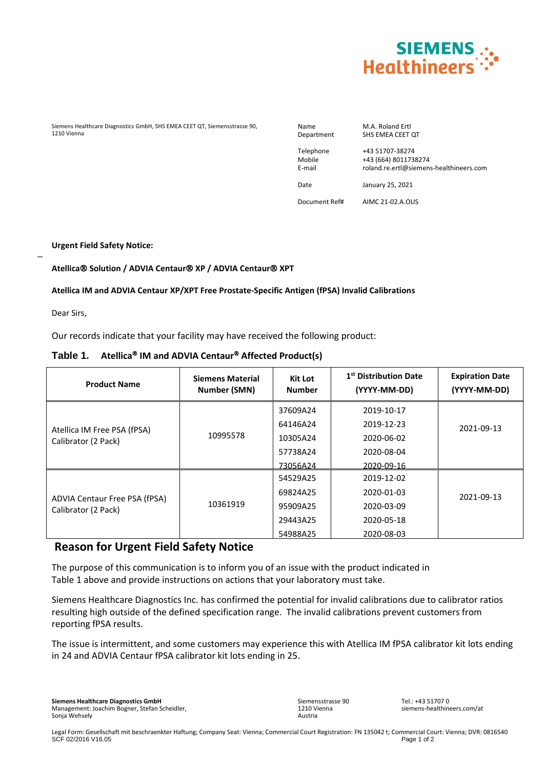Siemens Healthcare Diagnostics GmbH, SHS EMEA CEET QT, Siemensstrasse 90, 1210 Vienna

| | |
|---|---|
| Name | M.A. Roland Ertl |
| Department | SHS EMEA CEET QT |
| Telephone | +43 51707-38274 |
| Mobile | +43 (664) 8011738274 |
| E-mail | roland.re.ertl@siemens-healthineers.com |
| Date | January 25, 2021 |
| Document Ref# | AIMC 21-02.A.OUS |

**Urgent Field Safety Notice:**

**Atellica® Solution / ADVIA Centaur® XP / ADVIA Centaur® XPT**

**Atellica IM and ADVIA Centaur XP/XPT Free Prostate-Specific Antigen (fPSA) Invalid Calibrations**

Dear Sirs,

Our records indicate that your facility may have received the following product:

**Table 1. Atellica® IM and ADVIA Centaur® Affected Product(s)**

| Product Name | Siemens Material Number (SMN) | Kit Lot Number | 1st Distribution Date (YYYY-MM-DD) | Expiration Date (YYYY-MM-DD) |
|---|---|---|---|---|
| Atellica IM Free PSA (fPSA) Calibrator (2 Pack) | 10995578 | 37609A24 | 2019-10-17 | 2021-09-13 |
| | | 64146A24 | 2019-12-23 | |
| | | 10305A24 | 2020-06-02 | |
| | | 57738A24 | 2020-08-04 | |
| | | 73056A24 | 2020-09-16 | |
| ADVIA Centaur Free PSA (fPSA) Calibrator (2 Pack) | 10361919 | 54529A25 | 2019-12-02 | 2021-09-13 |
| | | 69824A25 | 2020-01-03 | |
| | | 95909A25 | 2020-03-09 | |
| | | 29443A25 | 2020-05-18 | |
| | | 54988A25 | 2020-08-03 | |

## Reason for Urgent Field Safety Notice

The purpose of this communication is to inform you of an issue with the product indicated in Table 1 above and provide instructions on actions that your laboratory must take.

Siemens Healthcare Diagnostics Inc. has confirmed the potential for invalid calibrations due to calibrator ratios resulting high outside of the defined specification range. The invalid calibrations prevent customers from reporting fPSA results.

The issue is intermittent, and some customers may experience this with Atellica IM fPSA calibrator kit lots ending in 24 and ADVIA Centaur fPSA calibrator kit lots ending in 25.

**Siemens Healthcare Diagnostics GmbH**
Management: Joachim Bogner, Stefan Scheidler, Sonja Wehsely

Siemensstrasse 90
1210 Vienna
Austria

Tel.: +43 51707 0
siemens-healthineers.com/at

Legal Form: Gesellschaft mit beschraenkter Haftung; Company Seat: Vienna; Commercial Court Registration: FN 135042 t; Commercial Court: Vienna; DVR: 0816540
SCF 02/2016 V16.05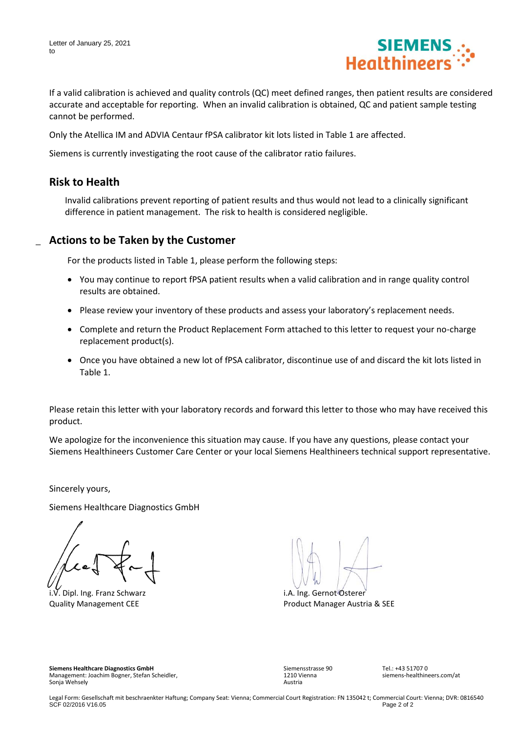If a valid calibration is achieved and quality controls (QC) meet defined ranges, then patient results are considered accurate and acceptable for reporting. When an invalid calibration is obtained, QC and patient sample testing cannot be performed.

Only the Atellica IM and ADVIA Centaur fPSA calibrator kit lots listed in Table 1 are affected.

Siemens is currently investigating the root cause of the calibrator ratio failures.

## Risk to Health

Invalid calibrations prevent reporting of patient results and thus would not lead to a clinically significant difference in patient management. The risk to health is considered negligible.

## Actions to be Taken by the Customer

For the products listed in Table 1, please perform the following steps:

- You may continue to report fPSA patient results when a valid calibration and in range quality control results are obtained.
- Please review your inventory of these products and assess your laboratory's replacement needs.
- Complete and return the Product Replacement Form attached to this letter to request your no-charge replacement product(s).
- Once you have obtained a new lot of fPSA calibrator, discontinue use of and discard the kit lots listed in Table 1.

Please retain this letter with your laboratory records and forward this letter to those who may have received this product.

We apologize for the inconvenience this situation may cause. If you have any questions, please contact your Siemens Healthineers Customer Care Center or your local Siemens Healthineers technical support representative.

Sincerely yours,

Siemens Healthcare Diagnostics GmbH

i.V. Dipl. Ing. Franz Schwarz
Quality Management CEE

i.A. Ing. Gernot Osterer
Product Manager Austria & SEE

**Siemens Healthcare Diagnostics GmbH**
Management: Joachim Bogner, Stefan Scheidler, Sonja Wehsely

Siemensstrasse 90
1210 Vienna
Austria

Tel.: +43 51707 0
siemens-healthineers.com/at

Legal Form: Gesellschaft mit beschraenkter Haftung; Company Seat: Vienna; Commercial Court Registration: FN 135042 t; Commercial Court: Vienna; DVR: 0816540
SCF 02/2016 V16.05